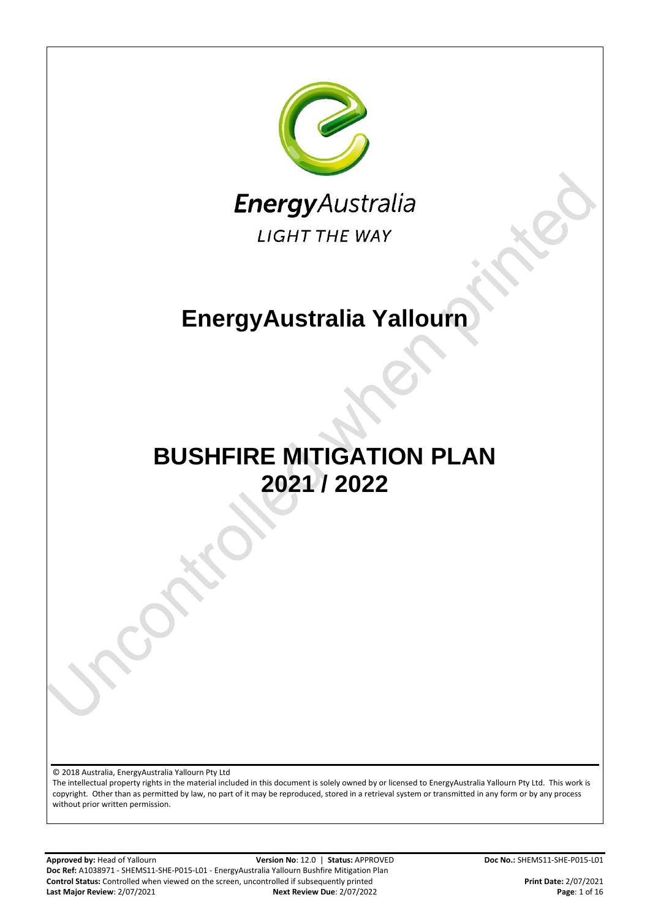EnergyAustralia

LIGHT THE WAY

# EnergyAustralia Yallourn

# BUSHFIRE MITIGATION PLAN 2021 / 2022

© 2018 Australia, EnergyAustralia Yallourn Pty Ltd

The intellectual property rights in the material included in this document is solely owned by or licensed to EnergyAustralia Yallourn Pty Ltd. This work is copyright. Other than as permitted by law, no part of it may be reproduced, stored in a retrieval system or transmitted in any form or by any process without prior written permission.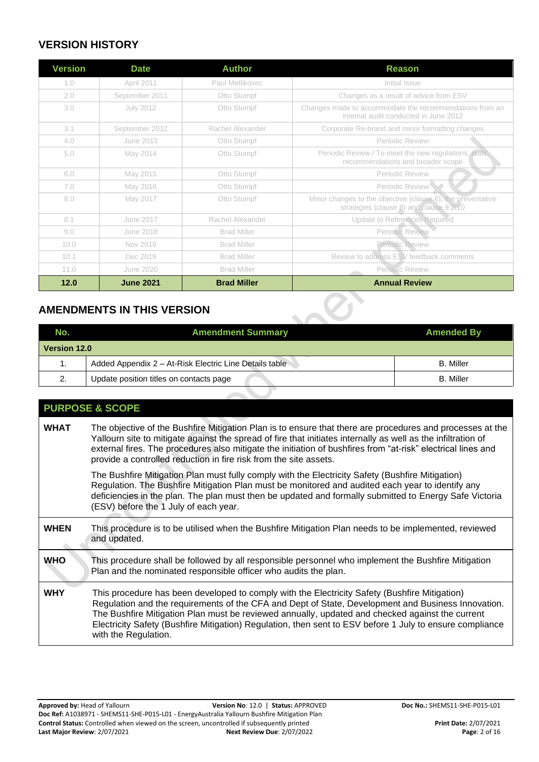## VERSION HISTORY

| Version | Date | Author | Reason |
|---|---|---|---|
| 1.0 | April 2011 | Paul Metlikovec | Initial Issue |
| 2.0 | September 2011 | Otto Stumpf | Changes as a result of advice from ESV |
| 3.0 | July 2012 | Otto Stumpf | Changes made to accommodate the recommendations from an internal audit conducted in June 2012 |
| 3.1 | September 2012 | Rachel Alexander | Corporate Re-brand and minor formatting changes |
| 4.0 | June 2013 | Otto Stumpf | Periodic Review |
| 5.0 | May 2014 | Otto Stumpf | Periodic Review / To meet the new regulations, audit recommendations and broader scope |
| 6.0 | May 2015 | Otto Stumpf | Periodic Review |
| 7.0 | May 2016 | Otto Stumpf | Periodic Review |
| 8.0 | May 2017 | Otto Stumpf | Minor changes to the objective (clause 6), the preventative strategies (clause 8) and clause 9.2/10 |
| 8.1 | June 2017 | Rachel Alexander | Update to References Required |
| 9.0 | June 2018 | Brad Miller | Periodic Review |
| 10.0 | Nov 2019 | Brad Miller | Periodic Review |
| 10.1 | Dec 2019 | Brad Miller | Review to address ESV feedback comments |
| 11.0 | June 2020 | Brad Miller | Periodic Review |
| **12.0** | **June 2021** | **Brad Miller** | **Annual Review** |

## AMENDMENTS IN THIS VERSION

| No. | Amendment Summary | Amended By |
|---|---|---|
| **Version 12.0** | | |
| 1. | Added Appendix 2 – At-Risk Electric Line Details table | B. Miller |
| 2. | Update position titles on contacts page | B. Miller |

## PURPOSE & SCOPE

| | |
|---|---|
| **WHAT** | The objective of the Bushfire Mitigation Plan is to ensure that there are procedures and processes at the Yallourn site to mitigate against the spread of fire that initiates internally as well as the infiltration of external fires. The procedures also mitigate the initiation of bushfires from "at-risk" electrical lines and provide a controlled reduction in fire risk from the site assets.<br><br>The Bushfire Mitigation Plan must fully comply with the Electricity Safety (Bushfire Mitigation) Regulation. The Bushfire Mitigation Plan must be monitored and audited each year to identify any deficiencies in the plan. The plan must then be updated and formally submitted to Energy Safe Victoria (ESV) before the 1 July of each year. |
| **WHEN** | This procedure is to be utilised when the Bushfire Mitigation Plan needs to be implemented, reviewed and updated. |
| **WHO** | This procedure shall be followed by all responsible personnel who implement the Bushfire Mitigation Plan and the nominated responsible officer who audits the plan. |
| **WHY** | This procedure has been developed to comply with the Electricity Safety (Bushfire Mitigation) Regulation and the requirements of the CFA and Dept of State, Development and Business Innovation. The Bushfire Mitigation Plan must be reviewed annually, updated and checked against the current Electricity Safety (Bushfire Mitigation) Regulation, then sent to ESV before 1 July to ensure compliance with the Regulation. |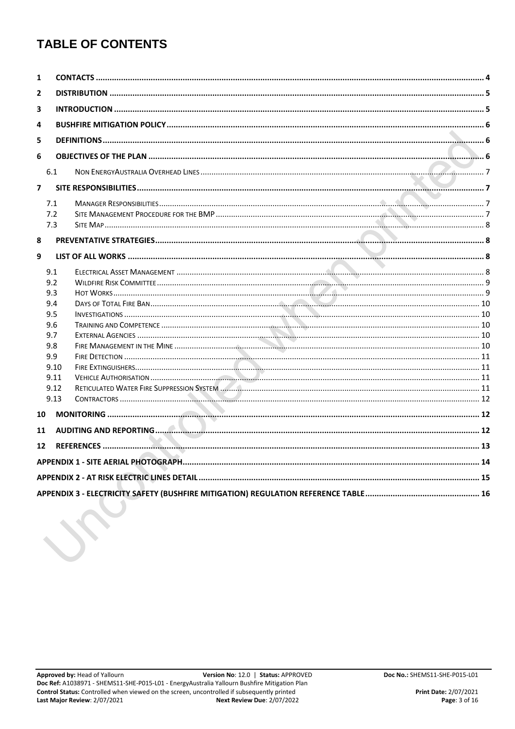# TABLE OF CONTENTS

1 CONTACTS ........ 4

2 DISTRIBUTION ........ 5

3 INTRODUCTION ........ 5

4 BUSHFIRE MITIGATION POLICY ........ 6

5 DEFINITIONS ........ 6

6 OBJECTIVES OF THE PLAN ........ 6

- 6.1 NON ENERGYAUSTRALIA OVERHEAD LINES ........ 7

7 SITE RESPONSIBILITIES ........ 7

- 7.1 MANAGER RESPONSIBILITIES ........ 7
- 7.2 SITE MANAGEMENT PROCEDURE FOR THE BMP ........ 7
- 7.3 SITE MAP ........ 8

8 PREVENTATIVE STRATEGIES ........ 8

9 LIST OF ALL WORKS ........ 8

- 9.1 ELECTRICAL ASSET MANAGEMENT ........ 8
- 9.2 WILDFIRE RISK COMMITTEE ........ 9
- 9.3 HOT WORKS ........ 9
- 9.4 DAYS OF TOTAL FIRE BAN ........ 10
- 9.5 INVESTIGATIONS ........ 10
- 9.6 TRAINING AND COMPETENCE ........ 10
- 9.7 EXTERNAL AGENCIES ........ 10
- 9.8 FIRE MANAGEMENT IN THE MINE ........ 10
- 9.9 FIRE DETECTION ........ 11
- 9.10 FIRE EXTINGUISHERS ........ 11
- 9.11 VEHICLE AUTHORISATION ........ 11
- 9.12 RETICULATED WATER FIRE SUPPRESSION SYSTEM ........ 11
- 9.13 CONTRACTORS ........ 12

10 MONITORING ........ 12

11 AUDITING AND REPORTING ........ 12

12 REFERENCES ........ 13

APPENDIX 1 - SITE AERIAL PHOTOGRAPH ........ 14

APPENDIX 2 - AT RISK ELECTRIC LINES DETAIL ........ 15

APPENDIX 3 - ELECTRICITY SAFETY (BUSHFIRE MITIGATION) REGULATION REFERENCE TABLE ........ 16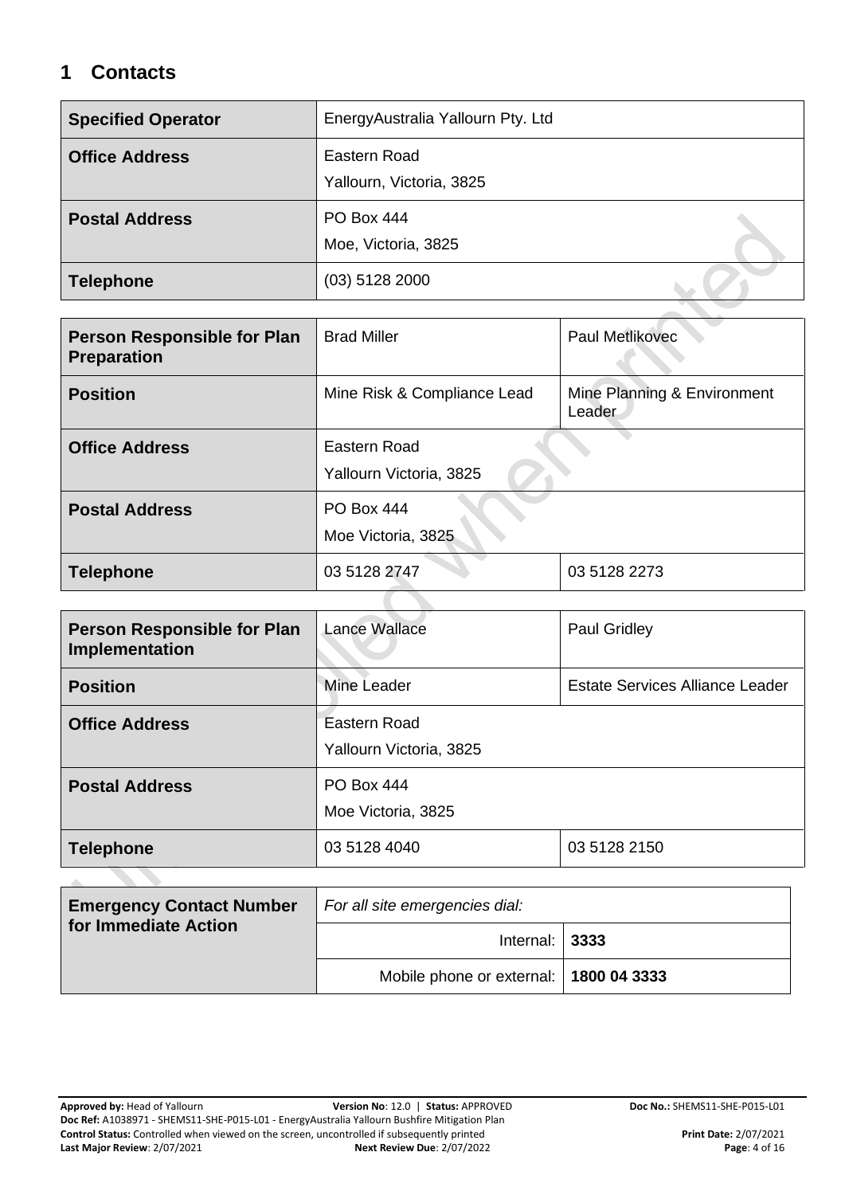# 1 Contacts

| **Specified Operator** | EnergyAustralia Yallourn Pty. Ltd |
|---|---|
| **Office Address** | Eastern Road<br>Yallourn, Victoria, 3825 |
| **Postal Address** | PO Box 444<br>Moe, Victoria, 3825 |
| **Telephone** | (03) 5128 2000 |

| **Person Responsible for Plan Preparation** | Brad Miller | Paul Metlikovec |
|---|---|---|
| **Position** | Mine Risk & Compliance Lead | Mine Planning & Environment Leader |
| **Office Address** | Eastern Road<br>Yallourn Victoria, 3825 | |
| **Postal Address** | PO Box 444<br>Moe Victoria, 3825 | |
| **Telephone** | 03 5128 2747 | 03 5128 2273 |

| **Person Responsible for Plan Implementation** | Lance Wallace | Paul Gridley |
|---|---|---|
| **Position** | Mine Leader | Estate Services Alliance Leader |
| **Office Address** | Eastern Road<br>Yallourn Victoria, 3825 | |
| **Postal Address** | PO Box 444<br>Moe Victoria, 3825 | |
| **Telephone** | 03 5128 4040 | 03 5128 2150 |

| **Emergency Contact Number for Immediate Action** | *For all site emergencies dial:* | |
|---|---|---|
| | Internal: | **3333** |
| | Mobile phone or external: | **1800 04 3333** |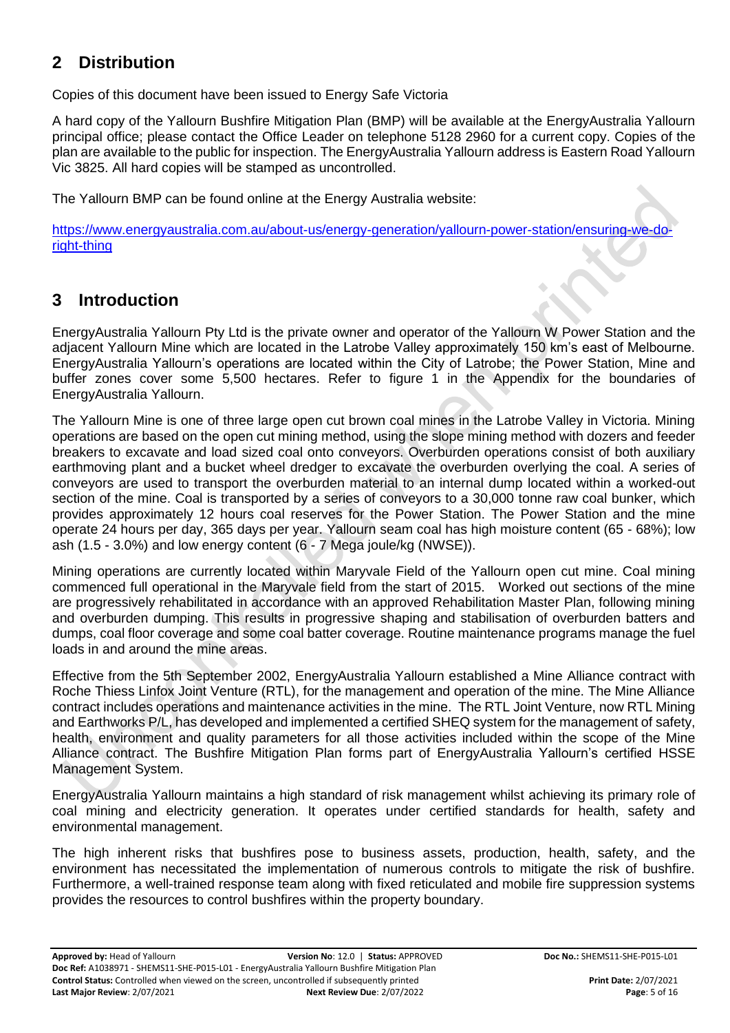## 2 Distribution

Copies of this document have been issued to Energy Safe Victoria

A hard copy of the Yallourn Bushfire Mitigation Plan (BMP) will be available at the EnergyAustralia Yallourn principal office; please contact the Office Leader on telephone 5128 2960 for a current copy. Copies of the plan are available to the public for inspection. The EnergyAustralia Yallourn address is Eastern Road Yallourn Vic 3825. All hard copies will be stamped as uncontrolled.

The Yallourn BMP can be found online at the Energy Australia website:

[https://www.energyaustralia.com.au/about-us/energy-generation/yallourn-power-station/ensuring-we-do-right-thing](https://www.energyaustralia.com.au/about-us/energy-generation/yallourn-power-station/ensuring-we-do-right-thing)

## 3 Introduction

EnergyAustralia Yallourn Pty Ltd is the private owner and operator of the Yallourn W Power Station and the adjacent Yallourn Mine which are located in the Latrobe Valley approximately 150 km's east of Melbourne. EnergyAustralia Yallourn's operations are located within the City of Latrobe; the Power Station, Mine and buffer zones cover some 5,500 hectares. Refer to figure 1 in the Appendix for the boundaries of EnergyAustralia Yallourn.

The Yallourn Mine is one of three large open cut brown coal mines in the Latrobe Valley in Victoria. Mining operations are based on the open cut mining method, using the slope mining method with dozers and feeder breakers to excavate and load sized coal onto conveyors. Overburden operations consist of both auxiliary earthmoving plant and a bucket wheel dredger to excavate the overburden overlying the coal. A series of conveyors are used to transport the overburden material to an internal dump located within a worked-out section of the mine. Coal is transported by a series of conveyors to a 30,000 tonne raw coal bunker, which provides approximately 12 hours coal reserves for the Power Station. The Power Station and the mine operate 24 hours per day, 365 days per year. Yallourn seam coal has high moisture content (65 - 68%); low ash (1.5 - 3.0%) and low energy content (6 - 7 Mega joule/kg (NWSE)).

Mining operations are currently located within Maryvale Field of the Yallourn open cut mine. Coal mining commenced full operational in the Maryvale field from the start of 2015. Worked out sections of the mine are progressively rehabilitated in accordance with an approved Rehabilitation Master Plan, following mining and overburden dumping. This results in progressive shaping and stabilisation of overburden batters and dumps, coal floor coverage and some coal batter coverage. Routine maintenance programs manage the fuel loads in and around the mine areas.

Effective from the 5th September 2002, EnergyAustralia Yallourn established a Mine Alliance contract with Roche Thiess Linfox Joint Venture (RTL), for the management and operation of the mine. The Mine Alliance contract includes operations and maintenance activities in the mine. The RTL Joint Venture, now RTL Mining and Earthworks P/L, has developed and implemented a certified SHEQ system for the management of safety, health, environment and quality parameters for all those activities included within the scope of the Mine Alliance contract. The Bushfire Mitigation Plan forms part of EnergyAustralia Yallourn's certified HSSE Management System.

EnergyAustralia Yallourn maintains a high standard of risk management whilst achieving its primary role of coal mining and electricity generation. It operates under certified standards for health, safety and environmental management.

The high inherent risks that bushfires pose to business assets, production, health, safety, and the environment has necessitated the implementation of numerous controls to mitigate the risk of bushfire. Furthermore, a well-trained response team along with fixed reticulated and mobile fire suppression systems provides the resources to control bushfires within the property boundary.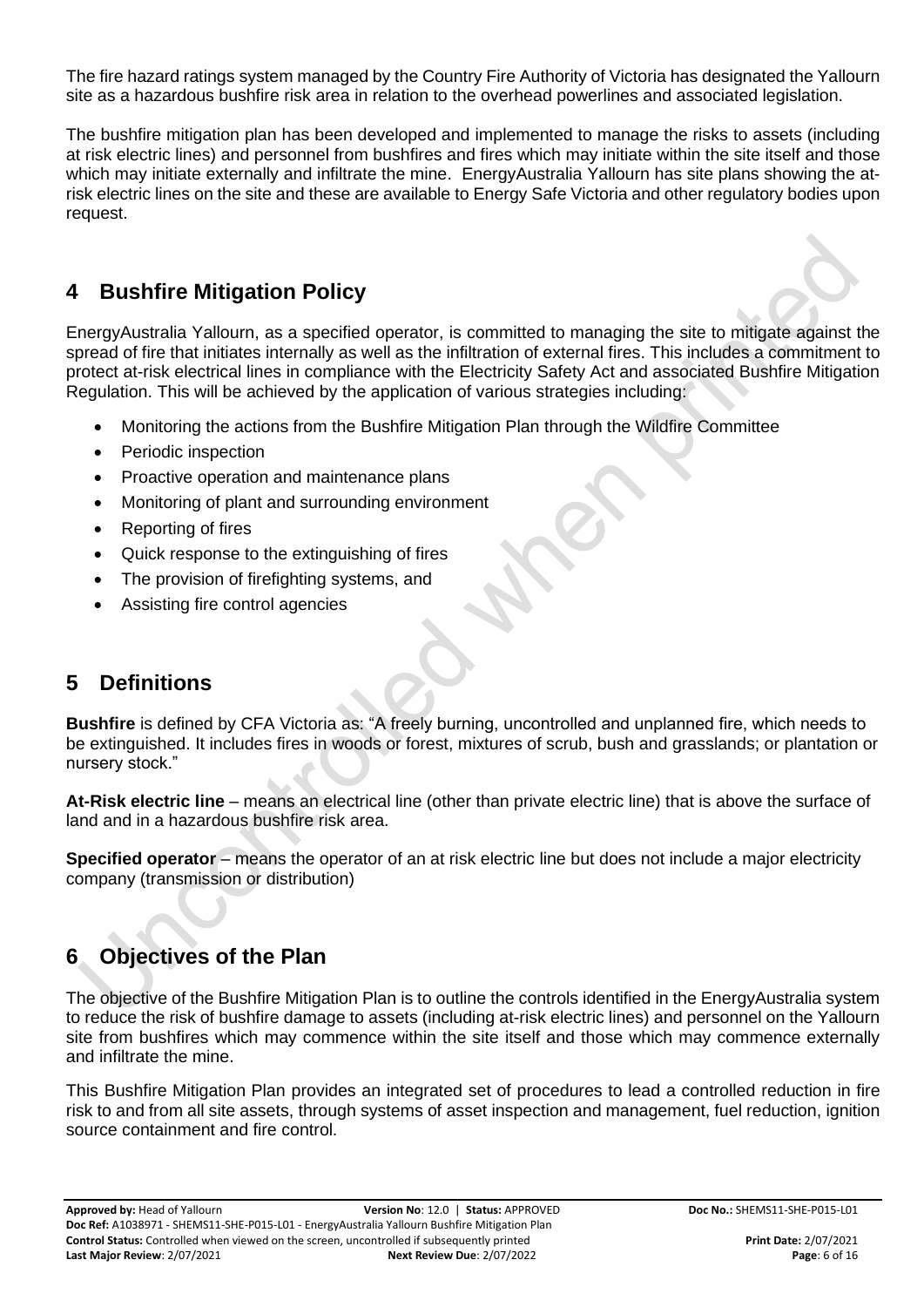The fire hazard ratings system managed by the Country Fire Authority of Victoria has designated the Yallourn site as a hazardous bushfire risk area in relation to the overhead powerlines and associated legislation.

The bushfire mitigation plan has been developed and implemented to manage the risks to assets (including at risk electric lines) and personnel from bushfires and fires which may initiate within the site itself and those which may initiate externally and infiltrate the mine. EnergyAustralia Yallourn has site plans showing the at-risk electric lines on the site and these are available to Energy Safe Victoria and other regulatory bodies upon request.

# 4 Bushfire Mitigation Policy

EnergyAustralia Yallourn, as a specified operator, is committed to managing the site to mitigate against the spread of fire that initiates internally as well as the infiltration of external fires. This includes a commitment to protect at-risk electrical lines in compliance with the Electricity Safety Act and associated Bushfire Mitigation Regulation. This will be achieved by the application of various strategies including:

- Monitoring the actions from the Bushfire Mitigation Plan through the Wildfire Committee
- Periodic inspection
- Proactive operation and maintenance plans
- Monitoring of plant and surrounding environment
- Reporting of fires
- Quick response to the extinguishing of fires
- The provision of firefighting systems, and
- Assisting fire control agencies

# 5 Definitions

**Bushfire** is defined by CFA Victoria as: "A freely burning, uncontrolled and unplanned fire, which needs to be extinguished. It includes fires in woods or forest, mixtures of scrub, bush and grasslands; or plantation or nursery stock."

**At-Risk electric line** – means an electrical line (other than private electric line) that is above the surface of land and in a hazardous bushfire risk area.

**Specified operator** – means the operator of an at risk electric line but does not include a major electricity company (transmission or distribution)

# 6 Objectives of the Plan

The objective of the Bushfire Mitigation Plan is to outline the controls identified in the EnergyAustralia system to reduce the risk of bushfire damage to assets (including at-risk electric lines) and personnel on the Yallourn site from bushfires which may commence within the site itself and those which may commence externally and infiltrate the mine.

This Bushfire Mitigation Plan provides an integrated set of procedures to lead a controlled reduction in fire risk to and from all site assets, through systems of asset inspection and management, fuel reduction, ignition source containment and fire control.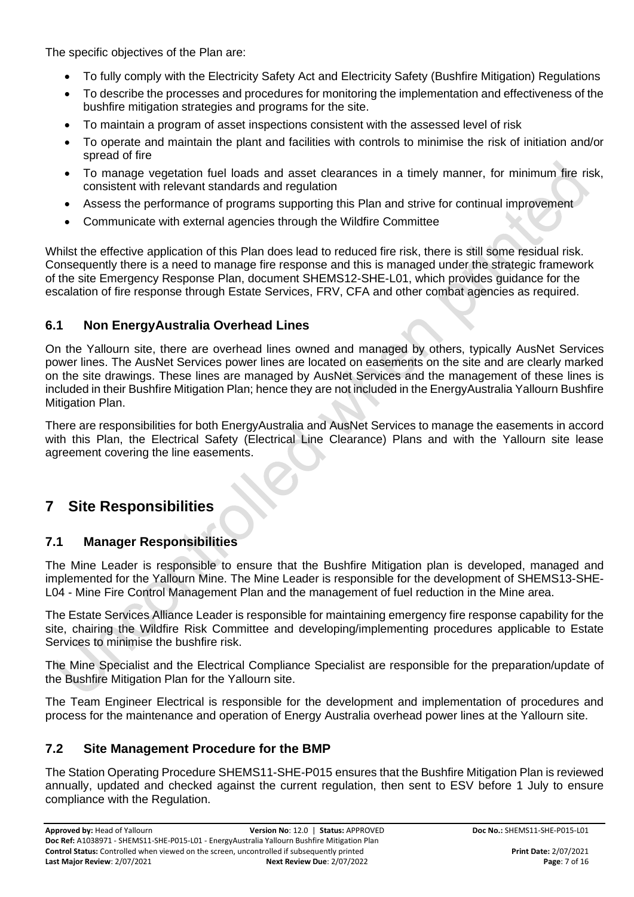The specific objectives of the Plan are:

- To fully comply with the Electricity Safety Act and Electricity Safety (Bushfire Mitigation) Regulations
- To describe the processes and procedures for monitoring the implementation and effectiveness of the bushfire mitigation strategies and programs for the site.
- To maintain a program of asset inspections consistent with the assessed level of risk
- To operate and maintain the plant and facilities with controls to minimise the risk of initiation and/or spread of fire
- To manage vegetation fuel loads and asset clearances in a timely manner, for minimum fire risk, consistent with relevant standards and regulation
- Assess the performance of programs supporting this Plan and strive for continual improvement
- Communicate with external agencies through the Wildfire Committee

Whilst the effective application of this Plan does lead to reduced fire risk, there is still some residual risk. Consequently there is a need to manage fire response and this is managed under the strategic framework of the site Emergency Response Plan, document SHEMS12-SHE-L01, which provides guidance for the escalation of fire response through Estate Services, FRV, CFA and other combat agencies as required.

## 6.1 Non EnergyAustralia Overhead Lines

On the Yallourn site, there are overhead lines owned and managed by others, typically AusNet Services power lines. The AusNet Services power lines are located on easements on the site and are clearly marked on the site drawings. These lines are managed by AusNet Services and the management of these lines is included in their Bushfire Mitigation Plan; hence they are not included in the EnergyAustralia Yallourn Bushfire Mitigation Plan.

There are responsibilities for both EnergyAustralia and AusNet Services to manage the easements in accord with this Plan, the Electrical Safety (Electrical Line Clearance) Plans and with the Yallourn site lease agreement covering the line easements.

# 7 Site Responsibilities

## 7.1 Manager Responsibilities

The Mine Leader is responsible to ensure that the Bushfire Mitigation plan is developed, managed and implemented for the Yallourn Mine. The Mine Leader is responsible for the development of SHEMS13-SHE-L04 - Mine Fire Control Management Plan and the management of fuel reduction in the Mine area.

The Estate Services Alliance Leader is responsible for maintaining emergency fire response capability for the site, chairing the Wildfire Risk Committee and developing/implementing procedures applicable to Estate Services to minimise the bushfire risk.

The Mine Specialist and the Electrical Compliance Specialist are responsible for the preparation/update of the Bushfire Mitigation Plan for the Yallourn site.

The Team Engineer Electrical is responsible for the development and implementation of procedures and process for the maintenance and operation of Energy Australia overhead power lines at the Yallourn site.

## 7.2 Site Management Procedure for the BMP

The Station Operating Procedure SHEMS11-SHE-P015 ensures that the Bushfire Mitigation Plan is reviewed annually, updated and checked against the current regulation, then sent to ESV before 1 July to ensure compliance with the Regulation.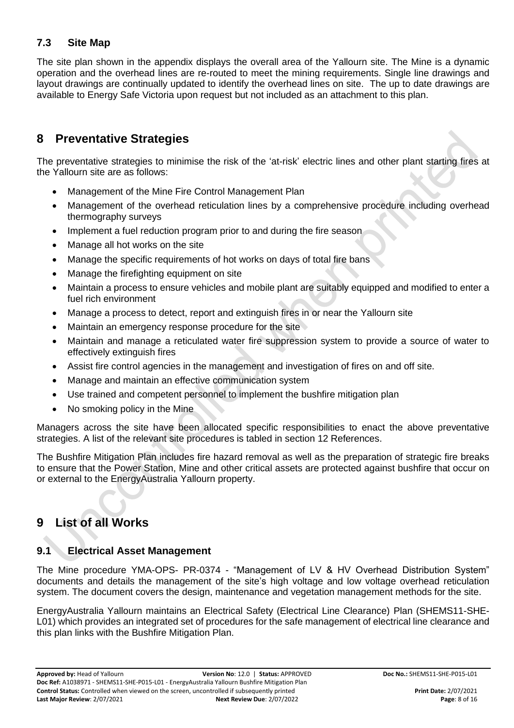### 7.3 Site Map

The site plan shown in the appendix displays the overall area of the Yallourn site. The Mine is a dynamic operation and the overhead lines are re-routed to meet the mining requirements. Single line drawings and layout drawings are continually updated to identify the overhead lines on site. The up to date drawings are available to Energy Safe Victoria upon request but not included as an attachment to this plan.

# 8 Preventative Strategies

The preventative strategies to minimise the risk of the 'at-risk' electric lines and other plant starting fires at the Yallourn site are as follows:

- Management of the Mine Fire Control Management Plan
- Management of the overhead reticulation lines by a comprehensive procedure including overhead thermography surveys
- Implement a fuel reduction program prior to and during the fire season
- Manage all hot works on the site
- Manage the specific requirements of hot works on days of total fire bans
- Manage the firefighting equipment on site
- Maintain a process to ensure vehicles and mobile plant are suitably equipped and modified to enter a fuel rich environment
- Manage a process to detect, report and extinguish fires in or near the Yallourn site
- Maintain an emergency response procedure for the site
- Maintain and manage a reticulated water fire suppression system to provide a source of water to effectively extinguish fires
- Assist fire control agencies in the management and investigation of fires on and off site.
- Manage and maintain an effective communication system
- Use trained and competent personnel to implement the bushfire mitigation plan
- No smoking policy in the Mine

Managers across the site have been allocated specific responsibilities to enact the above preventative strategies. A list of the relevant site procedures is tabled in section 12 References.

The Bushfire Mitigation Plan includes fire hazard removal as well as the preparation of strategic fire breaks to ensure that the Power Station, Mine and other critical assets are protected against bushfire that occur on or external to the EnergyAustralia Yallourn property.

# 9 List of all Works

## 9.1 Electrical Asset Management

The Mine procedure YMA-OPS- PR-0374 - "Management of LV & HV Overhead Distribution System" documents and details the management of the site's high voltage and low voltage overhead reticulation system. The document covers the design, maintenance and vegetation management methods for the site.

EnergyAustralia Yallourn maintains an Electrical Safety (Electrical Line Clearance) Plan (SHEMS11-SHE-L01) which provides an integrated set of procedures for the safe management of electrical line clearance and this plan links with the Bushfire Mitigation Plan.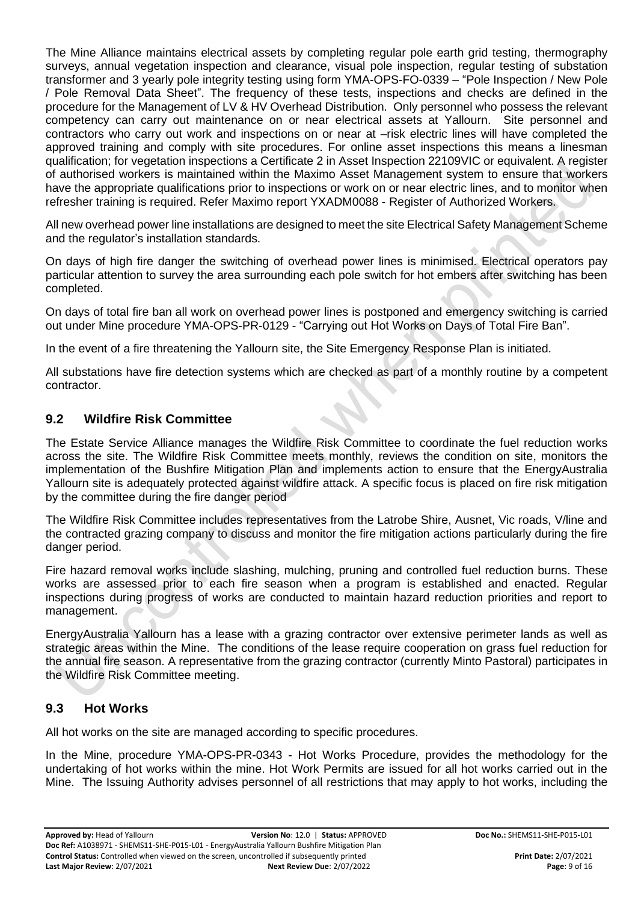The Mine Alliance maintains electrical assets by completing regular pole earth grid testing, thermography surveys, annual vegetation inspection and clearance, visual pole inspection, regular testing of substation transformer and 3 yearly pole integrity testing using form YMA-OPS-FO-0339 – "Pole Inspection / New Pole / Pole Removal Data Sheet". The frequency of these tests, inspections and checks are defined in the procedure for the Management of LV & HV Overhead Distribution. Only personnel who possess the relevant competency can carry out maintenance on or near electrical assets at Yallourn. Site personnel and contractors who carry out work and inspections on or near at –risk electric lines will have completed the approved training and comply with site procedures. For online asset inspections this means a linesman qualification; for vegetation inspections a Certificate 2 in Asset Inspection 22109VIC or equivalent. A register of authorised workers is maintained within the Maximo Asset Management system to ensure that workers have the appropriate qualifications prior to inspections or work on or near electric lines, and to monitor when refresher training is required. Refer Maximo report YXADM0088 - Register of Authorized Workers.

All new overhead power line installations are designed to meet the site Electrical Safety Management Scheme and the regulator's installation standards.

On days of high fire danger the switching of overhead power lines is minimised. Electrical operators pay particular attention to survey the area surrounding each pole switch for hot embers after switching has been completed.

On days of total fire ban all work on overhead power lines is postponed and emergency switching is carried out under Mine procedure YMA-OPS-PR-0129 - "Carrying out Hot Works on Days of Total Fire Ban".

In the event of a fire threatening the Yallourn site, the Site Emergency Response Plan is initiated.

All substations have fire detection systems which are checked as part of a monthly routine by a competent contractor.

## 9.2 Wildfire Risk Committee

The Estate Service Alliance manages the Wildfire Risk Committee to coordinate the fuel reduction works across the site. The Wildfire Risk Committee meets monthly, reviews the condition on site, monitors the implementation of the Bushfire Mitigation Plan and implements action to ensure that the EnergyAustralia Yallourn site is adequately protected against wildfire attack. A specific focus is placed on fire risk mitigation by the committee during the fire danger period

The Wildfire Risk Committee includes representatives from the Latrobe Shire, Ausnet, Vic roads, V/line and the contracted grazing company to discuss and monitor the fire mitigation actions particularly during the fire danger period.

Fire hazard removal works include slashing, mulching, pruning and controlled fuel reduction burns. These works are assessed prior to each fire season when a program is established and enacted. Regular inspections during progress of works are conducted to maintain hazard reduction priorities and report to management.

EnergyAustralia Yallourn has a lease with a grazing contractor over extensive perimeter lands as well as strategic areas within the Mine. The conditions of the lease require cooperation on grass fuel reduction for the annual fire season. A representative from the grazing contractor (currently Minto Pastoral) participates in the Wildfire Risk Committee meeting.

## 9.3 Hot Works

All hot works on the site are managed according to specific procedures.

In the Mine, procedure YMA-OPS-PR-0343 - Hot Works Procedure, provides the methodology for the undertaking of hot works within the mine. Hot Work Permits are issued for all hot works carried out in the Mine. The Issuing Authority advises personnel of all restrictions that may apply to hot works, including the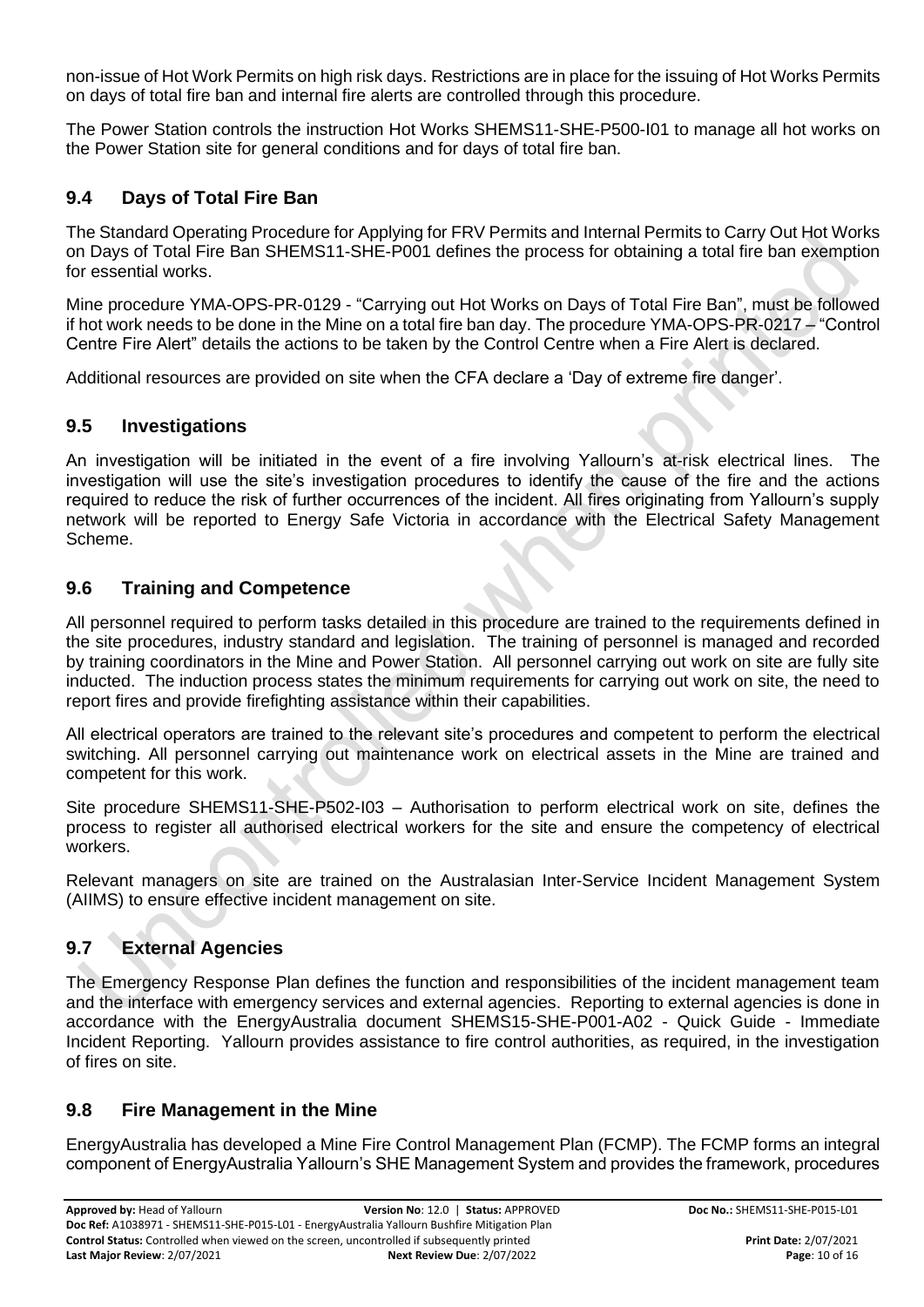non-issue of Hot Work Permits on high risk days. Restrictions are in place for the issuing of Hot Works Permits on days of total fire ban and internal fire alerts are controlled through this procedure.

The Power Station controls the instruction Hot Works SHEMS11-SHE-P500-I01 to manage all hot works on the Power Station site for general conditions and for days of total fire ban.

## 9.4 Days of Total Fire Ban

The Standard Operating Procedure for Applying for FRV Permits and Internal Permits to Carry Out Hot Works on Days of Total Fire Ban SHEMS11-SHE-P001 defines the process for obtaining a total fire ban exemption for essential works.

Mine procedure YMA-OPS-PR-0129 - "Carrying out Hot Works on Days of Total Fire Ban", must be followed if hot work needs to be done in the Mine on a total fire ban day. The procedure YMA-OPS-PR-0217 – "Control Centre Fire Alert" details the actions to be taken by the Control Centre when a Fire Alert is declared.

Additional resources are provided on site when the CFA declare a 'Day of extreme fire danger'.

## 9.5 Investigations

An investigation will be initiated in the event of a fire involving Yallourn's at-risk electrical lines. The investigation will use the site's investigation procedures to identify the cause of the fire and the actions required to reduce the risk of further occurrences of the incident. All fires originating from Yallourn's supply network will be reported to Energy Safe Victoria in accordance with the Electrical Safety Management Scheme.

## 9.6 Training and Competence

All personnel required to perform tasks detailed in this procedure are trained to the requirements defined in the site procedures, industry standard and legislation. The training of personnel is managed and recorded by training coordinators in the Mine and Power Station. All personnel carrying out work on site are fully site inducted. The induction process states the minimum requirements for carrying out work on site, the need to report fires and provide firefighting assistance within their capabilities.

All electrical operators are trained to the relevant site's procedures and competent to perform the electrical switching. All personnel carrying out maintenance work on electrical assets in the Mine are trained and competent for this work.

Site procedure SHEMS11-SHE-P502-I03 – Authorisation to perform electrical work on site, defines the process to register all authorised electrical workers for the site and ensure the competency of electrical workers.

Relevant managers on site are trained on the Australasian Inter-Service Incident Management System (AIIMS) to ensure effective incident management on site.

## 9.7 External Agencies

The Emergency Response Plan defines the function and responsibilities of the incident management team and the interface with emergency services and external agencies. Reporting to external agencies is done in accordance with the EnergyAustralia document SHEMS15-SHE-P001-A02 - Quick Guide - Immediate Incident Reporting. Yallourn provides assistance to fire control authorities, as required, in the investigation of fires on site.

## 9.8 Fire Management in the Mine

EnergyAustralia has developed a Mine Fire Control Management Plan (FCMP). The FCMP forms an integral component of EnergyAustralia Yallourn's SHE Management System and provides the framework, procedures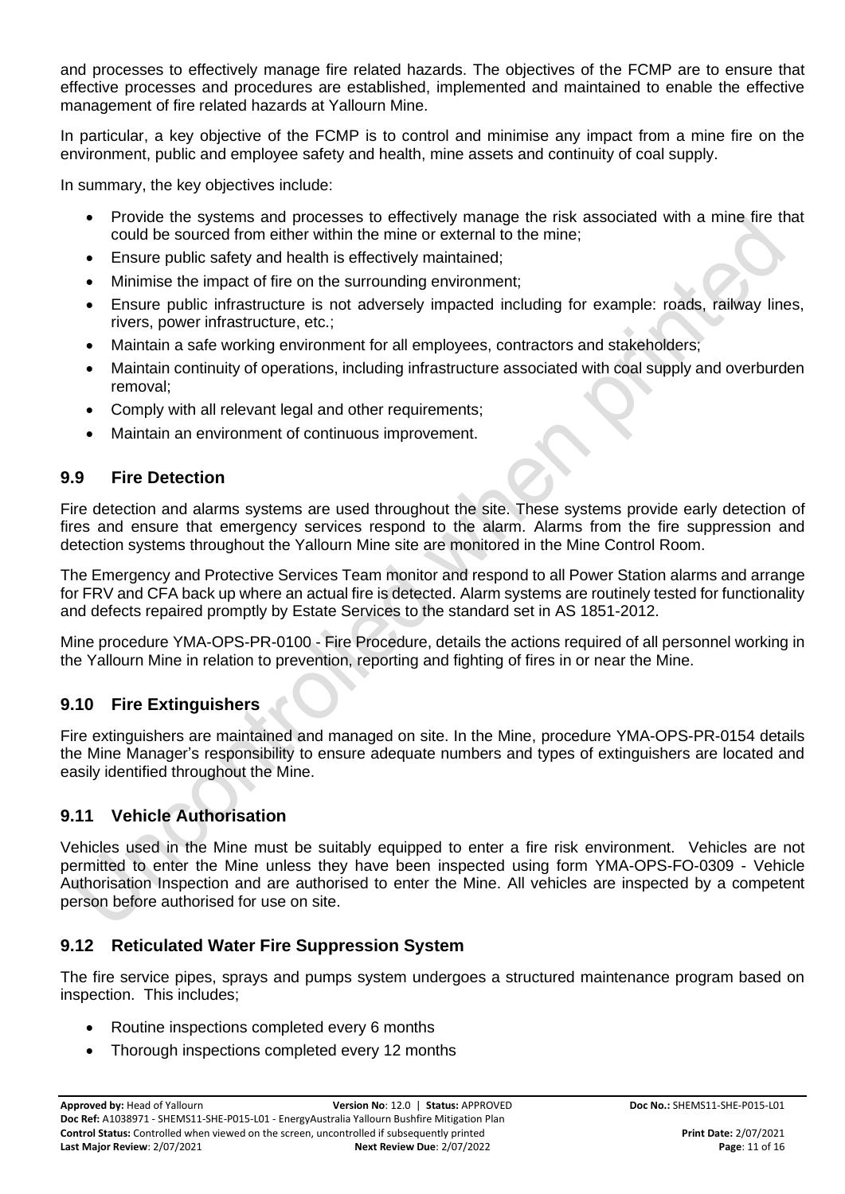and processes to effectively manage fire related hazards. The objectives of the FCMP are to ensure that effective processes and procedures are established, implemented and maintained to enable the effective management of fire related hazards at Yallourn Mine.

In particular, a key objective of the FCMP is to control and minimise any impact from a mine fire on the environment, public and employee safety and health, mine assets and continuity of coal supply.

In summary, the key objectives include:

- Provide the systems and processes to effectively manage the risk associated with a mine fire that could be sourced from either within the mine or external to the mine;
- Ensure public safety and health is effectively maintained;
- Minimise the impact of fire on the surrounding environment;
- Ensure public infrastructure is not adversely impacted including for example: roads, railway lines, rivers, power infrastructure, etc.;
- Maintain a safe working environment for all employees, contractors and stakeholders;
- Maintain continuity of operations, including infrastructure associated with coal supply and overburden removal;
- Comply with all relevant legal and other requirements;
- Maintain an environment of continuous improvement.

## 9.9 Fire Detection

Fire detection and alarms systems are used throughout the site. These systems provide early detection of fires and ensure that emergency services respond to the alarm. Alarms from the fire suppression and detection systems throughout the Yallourn Mine site are monitored in the Mine Control Room.

The Emergency and Protective Services Team monitor and respond to all Power Station alarms and arrange for FRV and CFA back up where an actual fire is detected. Alarm systems are routinely tested for functionality and defects repaired promptly by Estate Services to the standard set in AS 1851-2012.

Mine procedure YMA-OPS-PR-0100 - Fire Procedure, details the actions required of all personnel working in the Yallourn Mine in relation to prevention, reporting and fighting of fires in or near the Mine.

## 9.10 Fire Extinguishers

Fire extinguishers are maintained and managed on site. In the Mine, procedure YMA-OPS-PR-0154 details the Mine Manager's responsibility to ensure adequate numbers and types of extinguishers are located and easily identified throughout the Mine.

## 9.11 Vehicle Authorisation

Vehicles used in the Mine must be suitably equipped to enter a fire risk environment. Vehicles are not permitted to enter the Mine unless they have been inspected using form YMA-OPS-FO-0309 - Vehicle Authorisation Inspection and are authorised to enter the Mine. All vehicles are inspected by a competent person before authorised for use on site.

## 9.12 Reticulated Water Fire Suppression System

The fire service pipes, sprays and pumps system undergoes a structured maintenance program based on inspection. This includes;

- Routine inspections completed every 6 months
- Thorough inspections completed every 12 months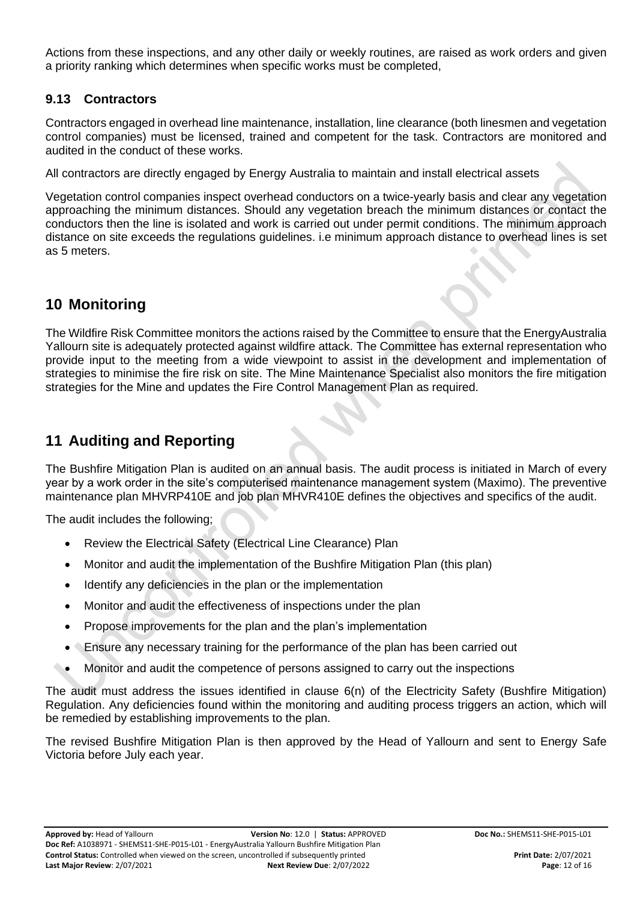Actions from these inspections, and any other daily or weekly routines, are raised as work orders and given a priority ranking which determines when specific works must be completed,

### 9.13 Contractors

Contractors engaged in overhead line maintenance, installation, line clearance (both linesmen and vegetation control companies) must be licensed, trained and competent for the task. Contractors are monitored and audited in the conduct of these works.

All contractors are directly engaged by Energy Australia to maintain and install electrical assets

Vegetation control companies inspect overhead conductors on a twice-yearly basis and clear any vegetation approaching the minimum distances. Should any vegetation breach the minimum distances or contact the conductors then the line is isolated and work is carried out under permit conditions. The minimum approach distance on site exceeds the regulations guidelines. i.e minimum approach distance to overhead lines is set as 5 meters.

## 10 Monitoring

The Wildfire Risk Committee monitors the actions raised by the Committee to ensure that the EnergyAustralia Yallourn site is adequately protected against wildfire attack. The Committee has external representation who provide input to the meeting from a wide viewpoint to assist in the development and implementation of strategies to minimise the fire risk on site. The Mine Maintenance Specialist also monitors the fire mitigation strategies for the Mine and updates the Fire Control Management Plan as required.

## 11 Auditing and Reporting

The Bushfire Mitigation Plan is audited on an annual basis. The audit process is initiated in March of every year by a work order in the site's computerised maintenance management system (Maximo). The preventive maintenance plan MHVRP410E and job plan MHVR410E defines the objectives and specifics of the audit.

The audit includes the following;

- Review the Electrical Safety (Electrical Line Clearance) Plan
- Monitor and audit the implementation of the Bushfire Mitigation Plan (this plan)
- Identify any deficiencies in the plan or the implementation
- Monitor and audit the effectiveness of inspections under the plan
- Propose improvements for the plan and the plan's implementation
- Ensure any necessary training for the performance of the plan has been carried out
- Monitor and audit the competence of persons assigned to carry out the inspections

The audit must address the issues identified in clause 6(n) of the Electricity Safety (Bushfire Mitigation) Regulation. Any deficiencies found within the monitoring and auditing process triggers an action, which will be remedied by establishing improvements to the plan.

The revised Bushfire Mitigation Plan is then approved by the Head of Yallourn and sent to Energy Safe Victoria before July each year.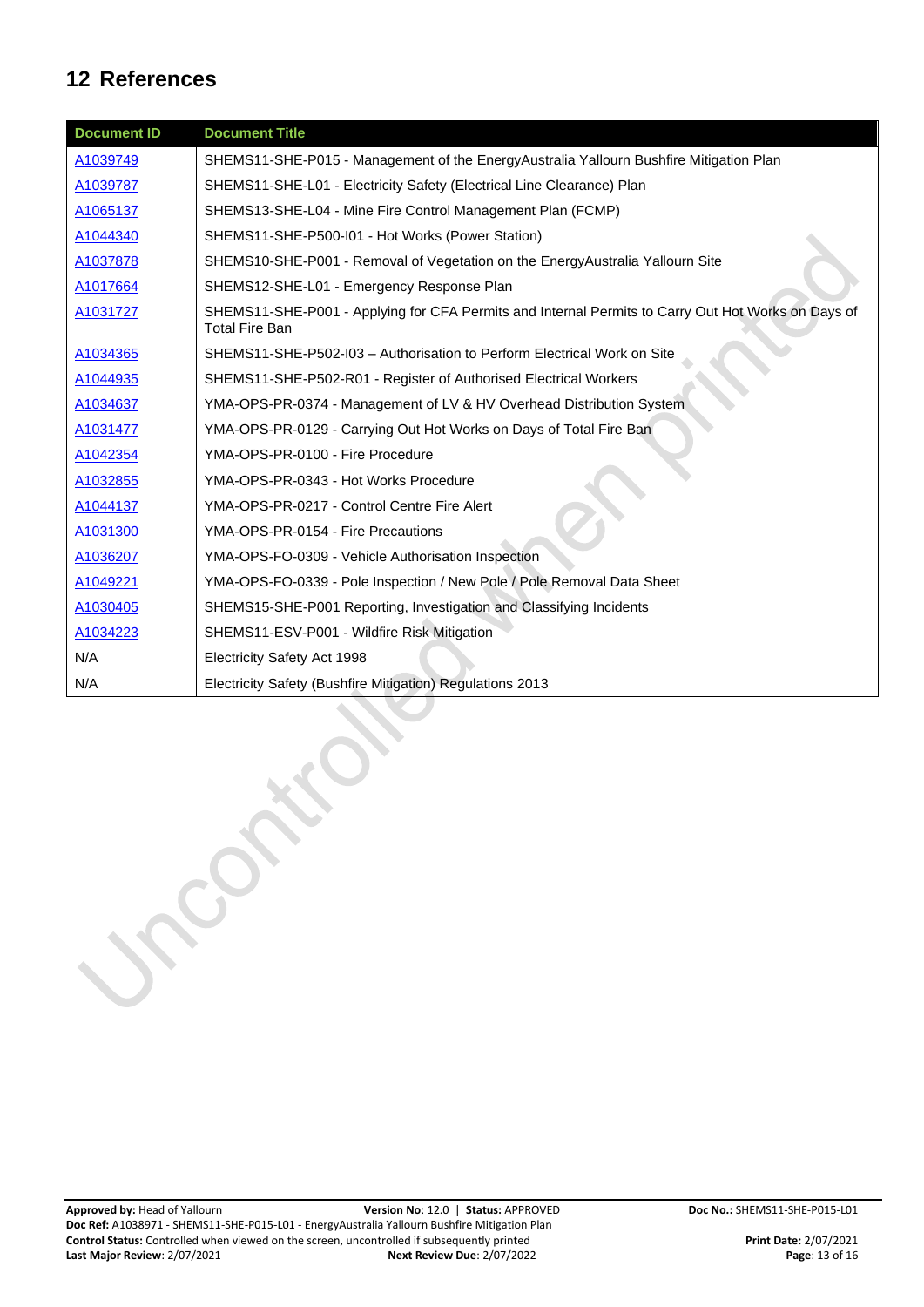## 12 References

| Document ID | Document Title |
| --- | --- |
| A1039749 | SHEMS11-SHE-P015 - Management of the EnergyAustralia Yallourn Bushfire Mitigation Plan |
| A1039787 | SHEMS11-SHE-L01 - Electricity Safety (Electrical Line Clearance) Plan |
| A1065137 | SHEMS13-SHE-L04 - Mine Fire Control Management Plan (FCMP) |
| A1044340 | SHEMS11-SHE-P500-I01 - Hot Works (Power Station) |
| A1037878 | SHEMS10-SHE-P001 - Removal of Vegetation on the EnergyAustralia Yallourn Site |
| A1017664 | SHEMS12-SHE-L01 - Emergency Response Plan |
| A1031727 | SHEMS11-SHE-P001 - Applying for CFA Permits and Internal Permits to Carry Out Hot Works on Days of Total Fire Ban |
| A1034365 | SHEMS11-SHE-P502-I03 – Authorisation to Perform Electrical Work on Site |
| A1044935 | SHEMS11-SHE-P502-R01 - Register of Authorised Electrical Workers |
| A1034637 | YMA-OPS-PR-0374 - Management of LV & HV Overhead Distribution System |
| A1031477 | YMA-OPS-PR-0129 - Carrying Out Hot Works on Days of Total Fire Ban |
| A1042354 | YMA-OPS-PR-0100 - Fire Procedure |
| A1032855 | YMA-OPS-PR-0343 - Hot Works Procedure |
| A1044137 | YMA-OPS-PR-0217 - Control Centre Fire Alert |
| A1031300 | YMA-OPS-PR-0154 - Fire Precautions |
| A1036207 | YMA-OPS-FO-0309 - Vehicle Authorisation Inspection |
| A1049221 | YMA-OPS-FO-0339 - Pole Inspection / New Pole / Pole Removal Data Sheet |
| A1030405 | SHEMS15-SHE-P001 Reporting, Investigation and Classifying Incidents |
| A1034223 | SHEMS11-ESV-P001 - Wildfire Risk Mitigation |
| N/A | Electricity Safety Act 1998 |
| N/A | Electricity Safety (Bushfire Mitigation) Regulations 2013 |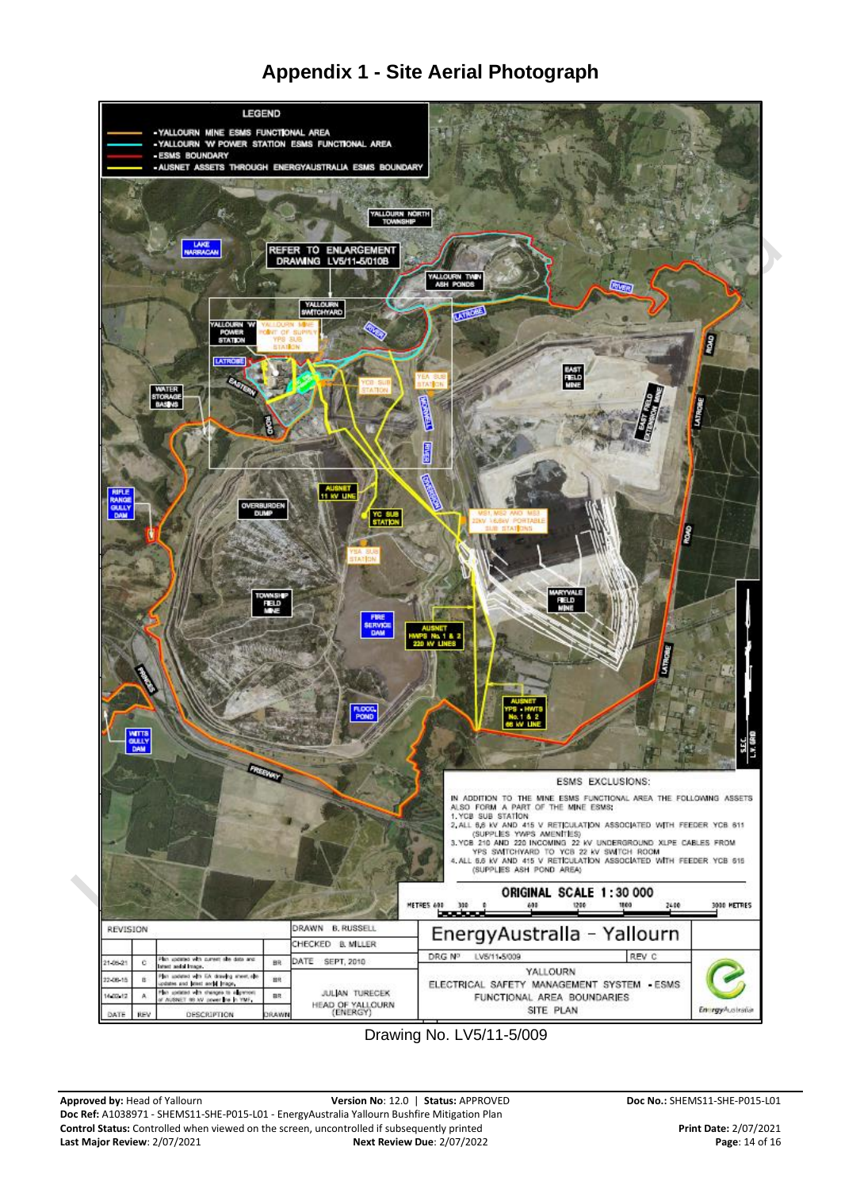# Appendix 1 - Site Aerial Photograph

**LEGEND**

- YALLOURN MINE ESMS FUNCTIONAL AREA
- YALLOURN 'W' POWER STATION ESMS FUNCTIONAL AREA
- ESMS BOUNDARY
- AUSNET ASSETS THROUGH ENERGYAUSTRALIA ESMS BOUNDARY

REFER TO ENLARGEMENT DRAWING LV5/11-5/010B

**ESMS EXCLUSIONS:**

IN ADDITION TO THE MINE ESMS FUNCTIONAL AREA THE FOLLOWING ASSETS ALSO FORM A PART OF THE MINE ESMS:

1. YCB SUB STATION
2. ALL 6,6 KV AND 415 V RETICULATION ASSOCIATED WITH FEEDER YCB 611 (SUPPLIES YWPS AMENITIES)
3. YCB 210 AND 220 INCOMING 22 KV UNDERGROUND XLPE CABLES FROM YPS SWITCHYARD TO YCB 22 KV SWITCH ROOM
4. ALL 6,6 KV AND 415 V RETICULATION ASSOCIATED WITH FEEDER YCB 616 (SUPPLIES ASH POND AREA)

ORIGINAL SCALE 1 : 30 000

| DATE | REV | DESCRIPTION | DRAWN |
|---|---|---|---|
| 21-05-21 | C | Plan updated with current site data and latest aerial image. | BR |
| 22-06-15 | B | Plan updated with EA drawing sheet, site updates and latest aerial image. | BR |
| 14-03-12 | A | Plan updated with changes to alignment of AUSNET 66 kV power line in YMF. | BR |

DRAWN B. RUSSELL
CHECKED B. MILLER
DATE SEPT, 2010

JULIAN TURECEK
HEAD OF YALLOURN (ENERGY)

EnergyAustralia - Yallourn

DRG Nº LV5/11-5/009 REV C

YALLOURN ELECTRICAL SAFETY MANAGEMENT SYSTEM - ESMS FUNCTIONAL AREA BOUNDARIES SITE PLAN

Drawing No. LV5/11-5/009

**Approved by:** Head of Yallourn **Version No**: 12.0 | **Status:** APPROVED **Doc No.:** SHEMS11-SHE-P015-L01
**Doc Ref:** A1038971 - SHEMS11-SHE-P015-L01 - EnergyAustralia Yallourn Bushfire Mitigation Plan
**Control Status:** Controlled when viewed on the screen, uncontrolled if subsequently printed **Print Date:** 2/07/2021
**Last Major Review**: 2/07/2021 **Next Review Due**: 2/07/2022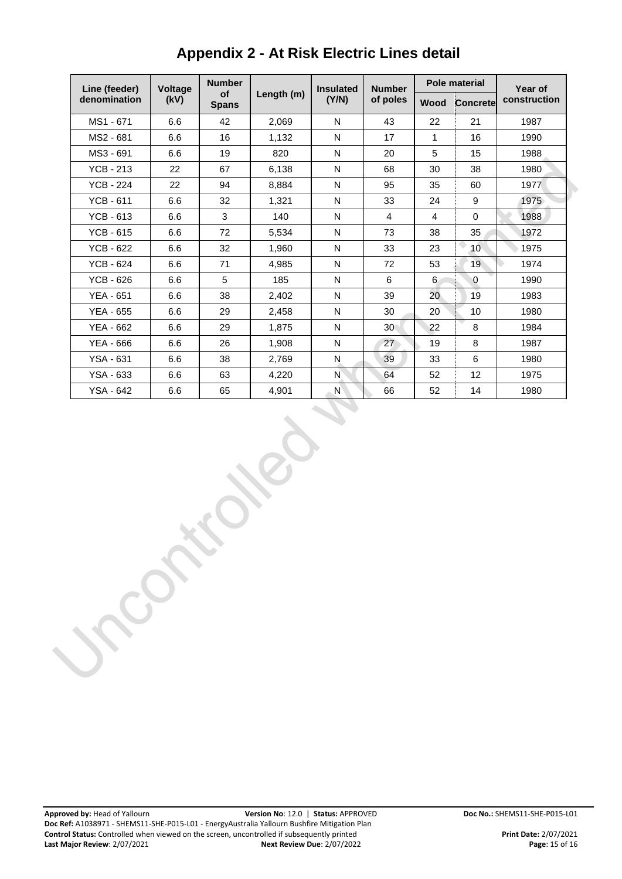# Appendix 2 - At Risk Electric Lines detail

| Line (feeder) denomination | Voltage (kV) | Number of Spans | Length (m) | Insulated (Y/N) | Number of poles | Pole material | | Year of construction |
|---|---|---|---|---|---|---|---|---|
| | | | | | | Wood | Concrete | |
| MS1 - 671 | 6.6 | 42 | 2,069 | N | 43 | 22 | 21 | 1987 |
| MS2 - 681 | 6.6 | 16 | 1,132 | N | 17 | 1 | 16 | 1990 |
| MS3 - 691 | 6.6 | 19 | 820 | N | 20 | 5 | 15 | 1988 |
| YCB - 213 | 22 | 67 | 6,138 | N | 68 | 30 | 38 | 1980 |
| YCB - 224 | 22 | 94 | 8,884 | N | 95 | 35 | 60 | 1977 |
| YCB - 611 | 6.6 | 32 | 1,321 | N | 33 | 24 | 9 | 1975 |
| YCB - 613 | 6.6 | 3 | 140 | N | 4 | 4 | 0 | 1988 |
| YCB - 615 | 6.6 | 72 | 5,534 | N | 73 | 38 | 35 | 1972 |
| YCB - 622 | 6.6 | 32 | 1,960 | N | 33 | 23 | 10 | 1975 |
| YCB - 624 | 6.6 | 71 | 4,985 | N | 72 | 53 | 19 | 1974 |
| YCB - 626 | 6.6 | 5 | 185 | N | 6 | 6 | 0 | 1990 |
| YEA - 651 | 6.6 | 38 | 2,402 | N | 39 | 20 | 19 | 1983 |
| YEA - 655 | 6.6 | 29 | 2,458 | N | 30 | 20 | 10 | 1980 |
| YEA - 662 | 6.6 | 29 | 1,875 | N | 30 | 22 | 8 | 1984 |
| YEA - 666 | 6.6 | 26 | 1,908 | N | 27 | 19 | 8 | 1987 |
| YSA - 631 | 6.6 | 38 | 2,769 | N | 39 | 33 | 6 | 1980 |
| YSA - 633 | 6.6 | 63 | 4,220 | N | 64 | 52 | 12 | 1975 |
| YSA - 642 | 6.6 | 65 | 4,901 | N | 66 | 52 | 14 | 1980 |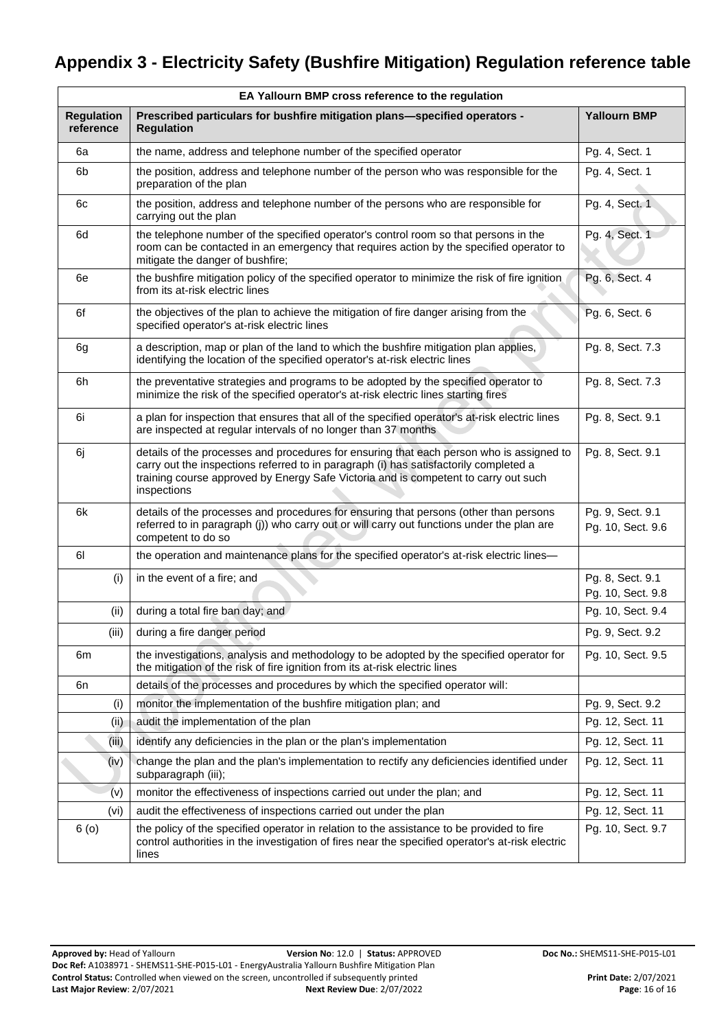# Appendix 3 - Electricity Safety (Bushfire Mitigation) Regulation reference table

| EA Yallourn BMP cross reference to the regulation | | |
|---|---|---|
| **Regulation reference** | **Prescribed particulars for bushfire mitigation plans—specified operators - Regulation** | **Yallourn BMP** |
| 6a | the name, address and telephone number of the specified operator | Pg. 4, Sect. 1 |
| 6b | the position, address and telephone number of the person who was responsible for the preparation of the plan | Pg. 4, Sect. 1 |
| 6c | the position, address and telephone number of the persons who are responsible for carrying out the plan | Pg. 4, Sect. 1 |
| 6d | the telephone number of the specified operator's control room so that persons in the room can be contacted in an emergency that requires action by the specified operator to mitigate the danger of bushfire; | Pg. 4, Sect. 1 |
| 6e | the bushfire mitigation policy of the specified operator to minimize the risk of fire ignition from its at-risk electric lines | Pg. 6, Sect. 4 |
| 6f | the objectives of the plan to achieve the mitigation of fire danger arising from the specified operator's at-risk electric lines | Pg. 6, Sect. 6 |
| 6g | a description, map or plan of the land to which the bushfire mitigation plan applies, identifying the location of the specified operator's at-risk electric lines | Pg. 8, Sect. 7.3 |
| 6h | the preventative strategies and programs to be adopted by the specified operator to minimize the risk of the specified operator's at-risk electric lines starting fires | Pg. 8, Sect. 7.3 |
| 6i | a plan for inspection that ensures that all of the specified operator's at-risk electric lines are inspected at regular intervals of no longer than 37 months | Pg. 8, Sect. 9.1 |
| 6j | details of the processes and procedures for ensuring that each person who is assigned to carry out the inspections referred to in paragraph (i) has satisfactorily completed a training course approved by Energy Safe Victoria and is competent to carry out such inspections | Pg. 8, Sect. 9.1 |
| 6k | details of the processes and procedures for ensuring that persons (other than persons referred to in paragraph (j)) who carry out or will carry out functions under the plan are competent to do so | Pg. 9, Sect. 9.1<br>Pg. 10, Sect. 9.6 |
| 6l | the operation and maintenance plans for the specified operator's at-risk electric lines— | |
| (i) | in the event of a fire; and | Pg. 8, Sect. 9.1<br>Pg. 10, Sect. 9.8 |
| (ii) | during a total fire ban day; and | Pg. 10, Sect. 9.4 |
| (iii) | during a fire danger period | Pg. 9, Sect. 9.2 |
| 6m | the investigations, analysis and methodology to be adopted by the specified operator for the mitigation of the risk of fire ignition from its at-risk electric lines | Pg. 10, Sect. 9.5 |
| 6n | details of the processes and procedures by which the specified operator will: | |
| (i) | monitor the implementation of the bushfire mitigation plan; and | Pg. 9, Sect. 9.2 |
| (ii) | audit the implementation of the plan | Pg. 12, Sect. 11 |
| (iii) | identify any deficiencies in the plan or the plan's implementation | Pg. 12, Sect. 11 |
| (iv) | change the plan and the plan's implementation to rectify any deficiencies identified under subparagraph (iii); | Pg. 12, Sect. 11 |
| (v) | monitor the effectiveness of inspections carried out under the plan; and | Pg. 12, Sect. 11 |
| (vi) | audit the effectiveness of inspections carried out under the plan | Pg. 12, Sect. 11 |
| 6 (o) | the policy of the specified operator in relation to the assistance to be provided to fire control authorities in the investigation of fires near the specified operator's at-risk electric lines | Pg. 10, Sect. 9.7 |